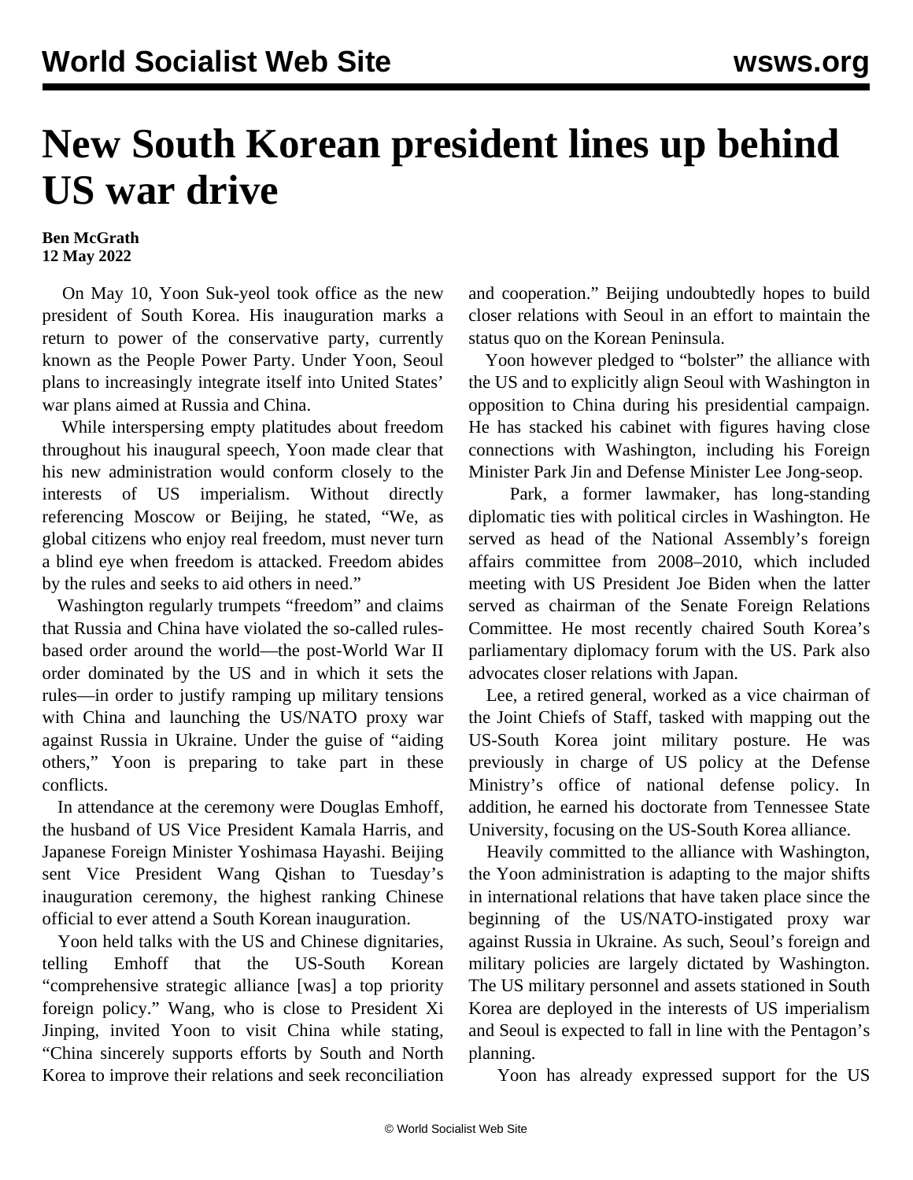# New South Korean president lines up behind US war drive

**Ben McGrath**
**12 May 2022**

On May 10, Yoon Suk-yeol took office as the new president of South Korea. His inauguration marks a return to power of the conservative party, currently known as the People Power Party. Under Yoon, Seoul plans to increasingly integrate itself into United States' war plans aimed at Russia and China.

While interspersing empty platitudes about freedom throughout his inaugural speech, Yoon made clear that his new administration would conform closely to the interests of US imperialism. Without directly referencing Moscow or Beijing, he stated, "We, as global citizens who enjoy real freedom, must never turn a blind eye when freedom is attacked. Freedom abides by the rules and seeks to aid others in need."

Washington regularly trumpets "freedom" and claims that Russia and China have violated the so-called rules-based order around the world—the post-World War II order dominated by the US and in which it sets the rules—in order to justify ramping up military tensions with China and launching the US/NATO proxy war against Russia in Ukraine. Under the guise of "aiding others," Yoon is preparing to take part in these conflicts.

In attendance at the ceremony were Douglas Emhoff, the husband of US Vice President Kamala Harris, and Japanese Foreign Minister Yoshimasa Hayashi. Beijing sent Vice President Wang Qishan to Tuesday's inauguration ceremony, the highest ranking Chinese official to ever attend a South Korean inauguration.

Yoon held talks with the US and Chinese dignitaries, telling Emhoff that the US-South Korean "comprehensive strategic alliance [was] a top priority foreign policy." Wang, who is close to President Xi Jinping, invited Yoon to visit China while stating, "China sincerely supports efforts by South and North Korea to improve their relations and seek reconciliation and cooperation." Beijing undoubtedly hopes to build closer relations with Seoul in an effort to maintain the status quo on the Korean Peninsula.

Yoon however pledged to "bolster" the alliance with the US and to explicitly align Seoul with Washington in opposition to China during his presidential campaign. He has stacked his cabinet with figures having close connections with Washington, including his Foreign Minister Park Jin and Defense Minister Lee Jong-seop.

Park, a former lawmaker, has long-standing diplomatic ties with political circles in Washington. He served as head of the National Assembly's foreign affairs committee from 2008–2010, which included meeting with US President Joe Biden when the latter served as chairman of the Senate Foreign Relations Committee. He most recently chaired South Korea's parliamentary diplomacy forum with the US. Park also advocates closer relations with Japan.

Lee, a retired general, worked as a vice chairman of the Joint Chiefs of Staff, tasked with mapping out the US-South Korea joint military posture. He was previously in charge of US policy at the Defense Ministry's office of national defense policy. In addition, he earned his doctorate from Tennessee State University, focusing on the US-South Korea alliance.

Heavily committed to the alliance with Washington, the Yoon administration is adapting to the major shifts in international relations that have taken place since the beginning of the US/NATO-instigated proxy war against Russia in Ukraine. As such, Seoul's foreign and military policies are largely dictated by Washington. The US military personnel and assets stationed in South Korea are deployed in the interests of US imperialism and Seoul is expected to fall in line with the Pentagon's planning.

Yoon has already expressed support for the US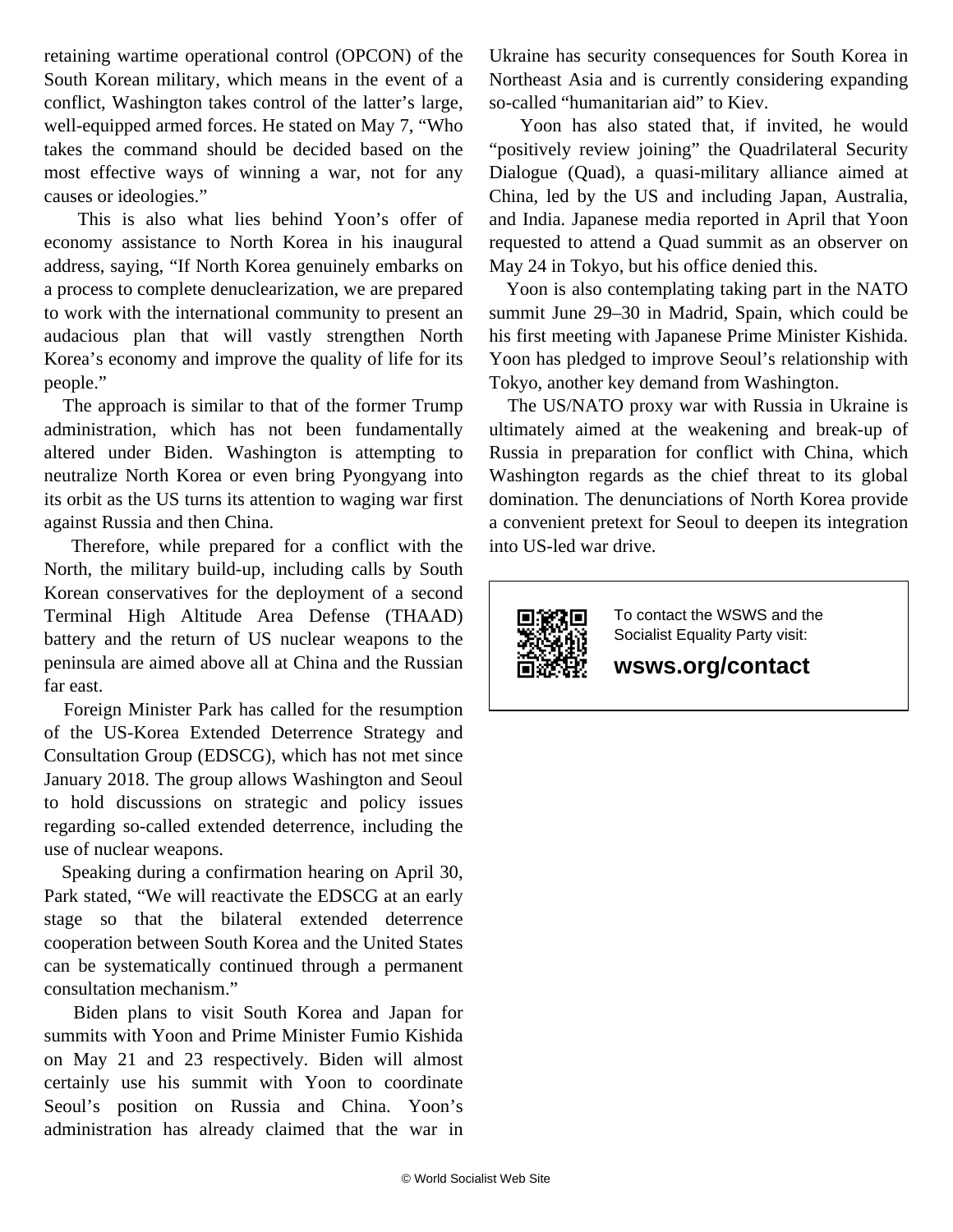retaining wartime operational control (OPCON) of the South Korean military, which means in the event of a conflict, Washington takes control of the latter's large, well-equipped armed forces. He stated on May 7, "Who takes the command should be decided based on the most effective ways of winning a war, not for any causes or ideologies."

This is also what lies behind Yoon's offer of economy assistance to North Korea in his inaugural address, saying, "If North Korea genuinely embarks on a process to complete denuclearization, we are prepared to work with the international community to present an audacious plan that will vastly strengthen North Korea's economy and improve the quality of life for its people."

The approach is similar to that of the former Trump administration, which has not been fundamentally altered under Biden. Washington is attempting to neutralize North Korea or even bring Pyongyang into its orbit as the US turns its attention to waging war first against Russia and then China.

Therefore, while prepared for a conflict with the North, the military build-up, including calls by South Korean conservatives for the deployment of a second Terminal High Altitude Area Defense (THAAD) battery and the return of US nuclear weapons to the peninsula are aimed above all at China and the Russian far east.

Foreign Minister Park has called for the resumption of the US-Korea Extended Deterrence Strategy and Consultation Group (EDSCG), which has not met since January 2018. The group allows Washington and Seoul to hold discussions on strategic and policy issues regarding so-called extended deterrence, including the use of nuclear weapons.

Speaking during a confirmation hearing on April 30, Park stated, "We will reactivate the EDSCG at an early stage so that the bilateral extended deterrence cooperation between South Korea and the United States can be systematically continued through a permanent consultation mechanism."

Biden plans to visit South Korea and Japan for summits with Yoon and Prime Minister Fumio Kishida on May 21 and 23 respectively. Biden will almost certainly use his summit with Yoon to coordinate Seoul's position on Russia and China. Yoon's administration has already claimed that the war in Ukraine has security consequences for South Korea in Northeast Asia and is currently considering expanding so-called "humanitarian aid" to Kiev.

Yoon has also stated that, if invited, he would "positively review joining" the Quadrilateral Security Dialogue (Quad), a quasi-military alliance aimed at China, led by the US and including Japan, Australia, and India. Japanese media reported in April that Yoon requested to attend a Quad summit as an observer on May 24 in Tokyo, but his office denied this.

Yoon is also contemplating taking part in the NATO summit June 29–30 in Madrid, Spain, which could be his first meeting with Japanese Prime Minister Kishida. Yoon has pledged to improve Seoul's relationship with Tokyo, another key demand from Washington.

The US/NATO proxy war with Russia in Ukraine is ultimately aimed at the weakening and break-up of Russia in preparation for conflict with China, which Washington regards as the chief threat to its global domination. The denunciations of North Korea provide a convenient pretext for Seoul to deepen its integration into US-led war drive.

To contact the WSWS and the Socialist Equality Party visit:

**wsws.org/contact**